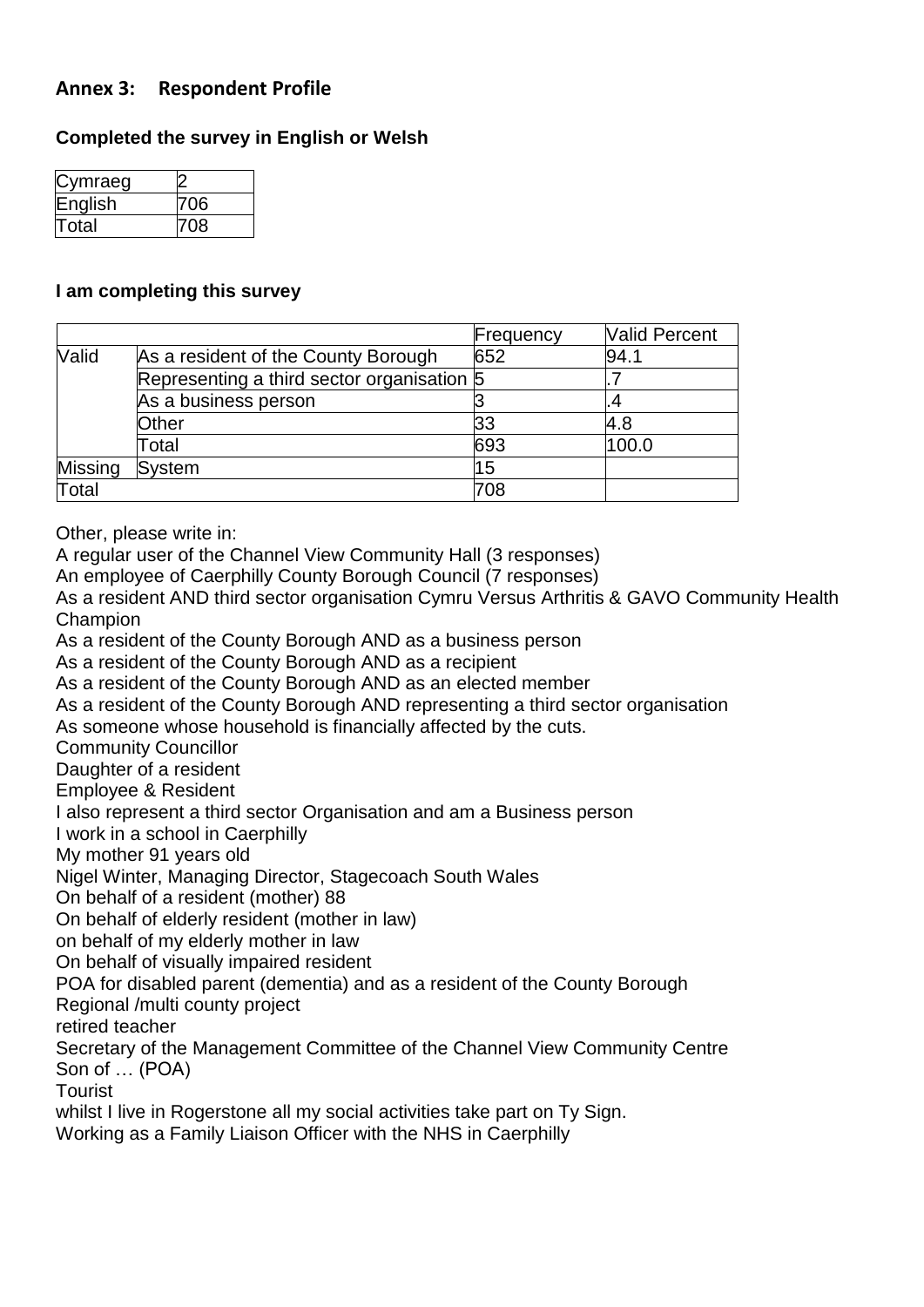## Annex 3: Respondent Profile

**Completed the survey in English or Welsh**

| Cymraeg | 2 |
|---|---|
| English | 706 |
| Total | 708 |

**I am completing this survey**

| | | Frequency | Valid Percent |
|---|---|---|---|
| Valid | As a resident of the County Borough | 652 | 94.1 |
| | Representing a third sector organisation | 5 | .7 |
| | As a business person | 3 | .4 |
| | Other | 33 | 4.8 |
| | Total | 693 | 100.0 |
| Missing | System | 15 | |
| Total | | 708 | |

Other, please write in:

A regular user of the Channel View Community Hall (3 responses)
An employee of Caerphilly County Borough Council (7 responses)
As a resident AND third sector organisation Cymru Versus Arthritis & GAVO Community Health Champion
As a resident of the County Borough AND as a business person
As a resident of the County Borough AND as a recipient
As a resident of the County Borough AND as an elected member
As a resident of the County Borough AND representing a third sector organisation
As someone whose household is financially affected by the cuts.
Community Councillor
Daughter of a resident
Employee & Resident
I also represent a third sector Organisation and am a Business person
I work in a school in Caerphilly
My mother 91 years old
Nigel Winter, Managing Director, Stagecoach South Wales
On behalf of a resident (mother) 88
On behalf of elderly resident (mother in law)
on behalf of my elderly mother in law
On behalf of visually impaired resident
POA for disabled parent (dementia) and as a resident of the County Borough
Regional /multi county project
retired teacher
Secretary of the Management Committee of the Channel View Community Centre
Son of … (POA)
Tourist
whilst I live in Rogerstone all my social activities take part on Ty Sign.
Working as a Family Liaison Officer with the NHS in Caerphilly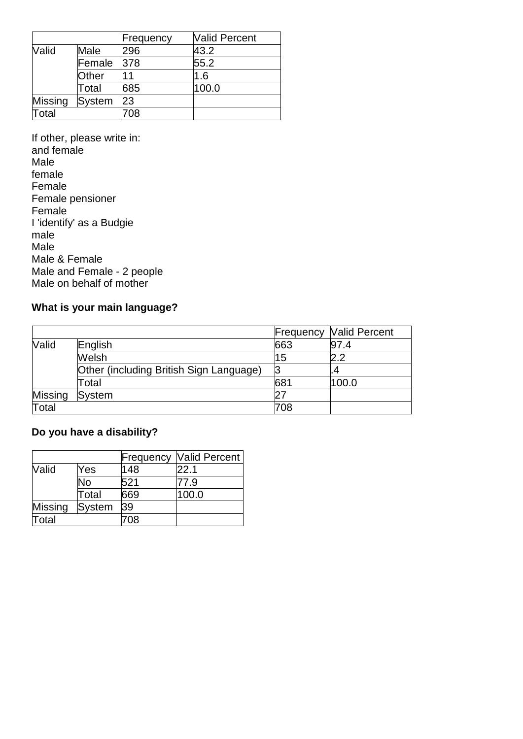| | | Frequency | Valid Percent |
|---|---|---|---|
| Valid | Male | 296 | 43.2 |
| | Female | 378 | 55.2 |
| | Other | 11 | 1.6 |
| | Total | 685 | 100.0 |
| Missing | System | 23 | |
| Total | | 708 | |

If other, please write in:
and female
Male
female
Female
Female pensioner
Female
I 'identify' as a Budgie
male
Male
Male & Female
Male and Female - 2 people
Male on behalf of mother

**What is your main language?**

| | | Frequency | Valid Percent |
|---|---|---|---|
| Valid | English | 663 | 97.4 |
| | Welsh | 15 | 2.2 |
| | Other (including British Sign Language) | 3 | .4 |
| | Total | 681 | 100.0 |
| Missing | System | 27 | |
| Total | | 708 | |

**Do you have a disability?**

| | | Frequency | Valid Percent |
|---|---|---|---|
| Valid | Yes | 148 | 22.1 |
| | No | 521 | 77.9 |
| | Total | 669 | 100.0 |
| Missing | System | 39 | |
| Total | | 708 | |